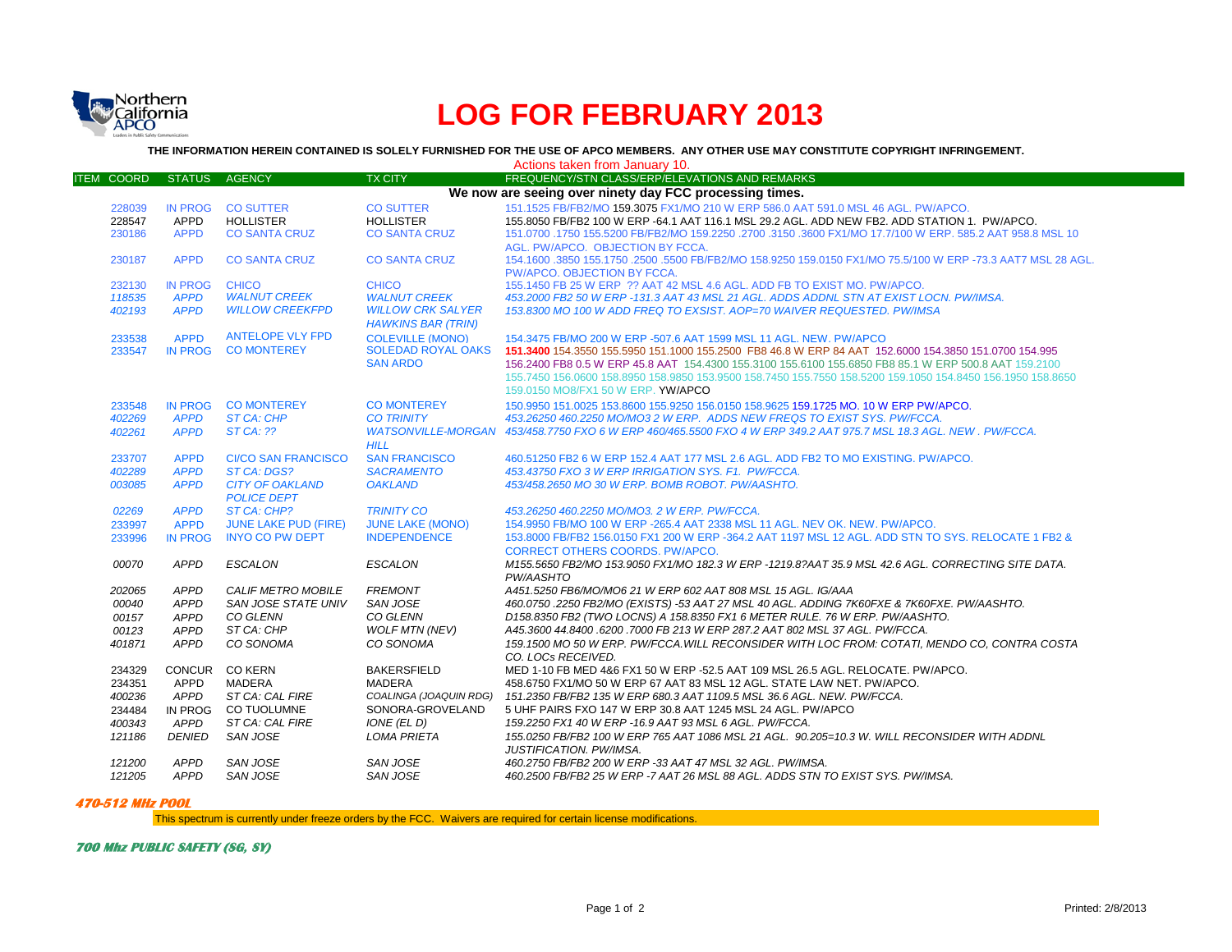# LOG FOR FEBRUARY 2013

**THE INFORMATION HEREIN CONTAINED IS SOLELY FURNISHED FOR THE USE OF APCO MEMBERS. ANY OTHER USE MAY CONSTITUTE COPYRIGHT INFRINGEMENT.**

Actions taken from January 10.

| ITEM | COORD | STATUS | AGENCY | TX CITY | FREQUENCY/STN CLASS/ERP/ELEVATIONS AND REMARKS |
|---|---|---|---|---|---|
| | | | | | **We now are seeing over ninety day FCC processing times.** |
| | 228039 | IN PROG | CO SUTTER | CO SUTTER | 151.1525 FB/FB2/MO 159.3075 FX1/MO 210 W ERP 586.0 AAT 591.0 MSL 46 AGL. PW/APCO. |
| | 228547 | APPD | HOLLISTER | HOLLISTER | 155.8050 FB/FB2 100 W ERP -64.1 AAT 116.1 MSL 29.2 AGL. ADD NEW FB2. ADD STATION 1. PW/APCO. |
| | 230186 | APPD | CO SANTA CRUZ | CO SANTA CRUZ | 151.0700 .1750 155.5200 FB/FB2/MO 159.2250 .2700 .3150 .3600 FX1/MO 17.7/100 W ERP. 585.2 AAT 958.8 MSL 10 AGL. PW/APCO. OBJECTION BY FCCA. |
| | 230187 | APPD | CO SANTA CRUZ | CO SANTA CRUZ | 154.1600 .3850 155.1750 .2500 .5500 FB/FB2/MO 158.9250 159.0150 FX1/MO 75.5/100 W ERP -73.3 AAT7 MSL 28 AGL. PW/APCO. OBJECTION BY FCCA. |
| | 232130 | IN PROG | CHICO | CHICO | 155.1450 FB 25 W ERP ?? AAT 42 MSL 4.6 AGL. ADD FB TO EXIST MO. PW/APCO. |
| | *118535* | *APPD* | *WALNUT CREEK* | *WALNUT CREEK* | *453.2000 FB2 50 W ERP -131.3 AAT 43 MSL 21 AGL. ADDS ADDNL STN AT EXIST LOCN. PW/IMSA.* |
| | *402193* | *APPD* | *WILLOW CREEKFPD* | *WILLOW CRK SALYER HAWKINS BAR (TRIN)* | *153.8300 MO 100 W ADD FREQ TO EXSIST. AOP=70 WAIVER REQUESTED. PW/IMSA* |
| | 233538 | APPD | ANTELOPE VLY FPD | COLEVILLE (MONO) | 154.3475 FB/MO 200 W ERP -507.6 AAT 1599 MSL 11 AGL. NEW. PW/APCO |
| | 233547 | IN PROG | CO MONTEREY | SOLEDAD ROYAL OAKS SAN ARDO | **151.3400** 154.3550 155.5950 151.1000 155.2500 FB8 46.8 W ERP 84 AAT 152.6000 154.3850 151.0700 154.995 156.2400 FB8 0.5 W ERP 45.8 AAT 154.4300 155.3100 155.6100 155.6850 FB8 85.1 W ERP 500.8 AAT 159.2100 155.7450 156.0600 158.8950 158.9850 153.9500 158.7450 155.7550 158.5200 159.1050 154.8450 156.1950 158.8650 159.0150 MO8/FX1 50 W ERP. YW/APCO |
| | 233548 | IN PROG | CO MONTEREY | CO MONTEREY | 150.9950 151.0025 153.8600 155.9250 156.0150 158.9625 159.1725 MO. 10 W ERP PW/APCO. |
| | *402269* | *APPD* | *ST CA: CHP* | *CO TRINITY* | *453.26250 460.2250 MO/MO3 2 W ERP. ADDS NEW FREQS TO EXIST SYS. PW/FCCA.* |
| | *402261* | *APPD* | *ST CA: ??* | *WATSONVILLE-MORGAN HILL* | *453/458.7750 FXO 6 W ERP 460/465.5500 FXO 4 W ERP 349.2 AAT 975.7 MSL 18.3 AGL. NEW . PW/FCCA.* |
| | 233707 | APPD | CI/CO SAN FRANCISCO | SAN FRANCISCO | 460.51250 FB2 6 W ERP 152.4 AAT 177 MSL 2.6 AGL. ADD FB2 TO MO EXISTING. PW/APCO. |
| | *402289* | *APPD* | *ST CA: DGS?* | *SACRAMENTO* | *453.43750 FXO 3 W ERP IRRIGATION SYS. F1. PW/FCCA.* |
| | *003085* | *APPD* | *CITY OF OAKLAND POLICE DEPT* | *OAKLAND* | *453/458.2650 MO 30 W ERP. BOMB ROBOT. PW/AASHTO.* |
| | *02269* | *APPD* | *ST CA: CHP?* | *TRINITY CO* | *453.26250 460.2250 MO/MO3. 2 W ERP. PW/FCCA.* |
| | 233997 | APPD | JUNE LAKE PUD (FIRE) | JUNE LAKE (MONO) | 154.9950 FB/MO 100 W ERP -265.4 AAT 2338 MSL 11 AGL. NEV OK. NEW. PW/APCO. |
| | 233996 | IN PROG | INYO CO PW DEPT | INDEPENDENCE | 153.8000 FB/FB2 156.0150 FX1 200 W ERP -364.2 AAT 1197 MSL 12 AGL. ADD STN TO SYS. RELOCATE 1 FB2 & CORRECT OTHERS COORDS. PW/APCO. |
| | *00070* | *APPD* | *ESCALON* | *ESCALON* | *M155.5650 FB2/MO 153.9050 FX1/MO 182.3 W ERP -1219.8?AAT 35.9 MSL 42.6 AGL. CORRECTING SITE DATA. PW/AASHTO* |
| | *202065* | *APPD* | *CALIF METRO MOBILE* | *FREMONT* | *A451.5250 FB6/MO/MO6 21 W ERP 602 AAT 808 MSL 15 AGL. IG/AAA* |
| | *00040* | *APPD* | *SAN JOSE STATE UNIV* | *SAN JOSE* | *460.0750 .2250 FB2/MO (EXISTS) -53 AAT 27 MSL 40 AGL. ADDING 7K60FXE & 7K60FXE. PW/AASHTO.* |
| | *00157* | *APPD* | *CO GLENN* | *CO GLENN* | *D158.8350 FB2 (TWO LOCNS) A 158.8350 FX1 6 METER RULE. 76 W ERP. PW/AASHTO.* |
| | *00123* | *APPD* | *ST CA: CHP* | *WOLF MTN (NEV)* | *A45.3600 44.8400 .6200 .7000 FB 213 W ERP 287.2 AAT 802 MSL 37 AGL. PW/FCCA.* |
| | *401871* | *APPD* | *CO SONOMA* | *CO SONOMA* | *159.1500 MO 50 W ERP. PW/FCCA.WILL RECONSIDER WITH LOC FROM: COTATI, MENDO CO, CONTRA COSTA CO. LOCs RECEIVED.* |
| | 234329 | CONCUR | CO KERN | BAKERSFIELD | MED 1-10 FB MED 4&6 FX1 50 W ERP -52.5 AAT 109 MSL 26.5 AGL. RELOCATE. PW/APCO. |
| | 234351 | APPD | MADERA | MADERA | 458.6750 FX1/MO 50 W ERP 67 AAT 83 MSL 12 AGL. STATE LAW NET. PW/APCO. |
| | *400236* | *APPD* | *ST CA: CAL FIRE* | *COALINGA (JOAQUIN RDG)* | *151.2350 FB/FB2 135 W ERP 680.3 AAT 1109.5 MSL 36.6 AGL. NEW. PW/FCCA.* |
| | 234484 | IN PROG | CO TUOLUMNE | SONORA-GROVELAND | 5 UHF PAIRS FXO 147 W ERP 30.8 AAT 1245 MSL 24 AGL. PW/APCO |
| | *400343* | *APPD* | *ST CA: CAL FIRE* | *IONE (EL D)* | *159.2250 FX1 40 W ERP -16.9 AAT 93 MSL 6 AGL. PW/FCCA.* |
| | *121186* | *DENIED* | *SAN JOSE* | *LOMA PRIETA* | *155.0250 FB/FB2 100 W ERP 765 AAT 1086 MSL 21 AGL. 90.205=10.3 W. WILL RECONSIDER WITH ADDNL JUSTIFICATION. PW/IMSA.* |
| | *121200* | *APPD* | *SAN JOSE* | *SAN JOSE* | *460.2750 FB/FB2 200 W ERP -33 AAT 47 MSL 32 AGL. PW/IMSA.* |
| | *121205* | *APPD* | *SAN JOSE* | *SAN JOSE* | *460.2500 FB/FB2 25 W ERP -7 AAT 26 MSL 88 AGL. ADDS STN TO EXIST SYS. PW/IMSA.* |

### *470-512 MHz POOL*

This spectrum is currently under freeze orders by the FCC. Waivers are required for certain license modifications.

### *700 Mhz PUBLIC SAFETY (SG, SY)*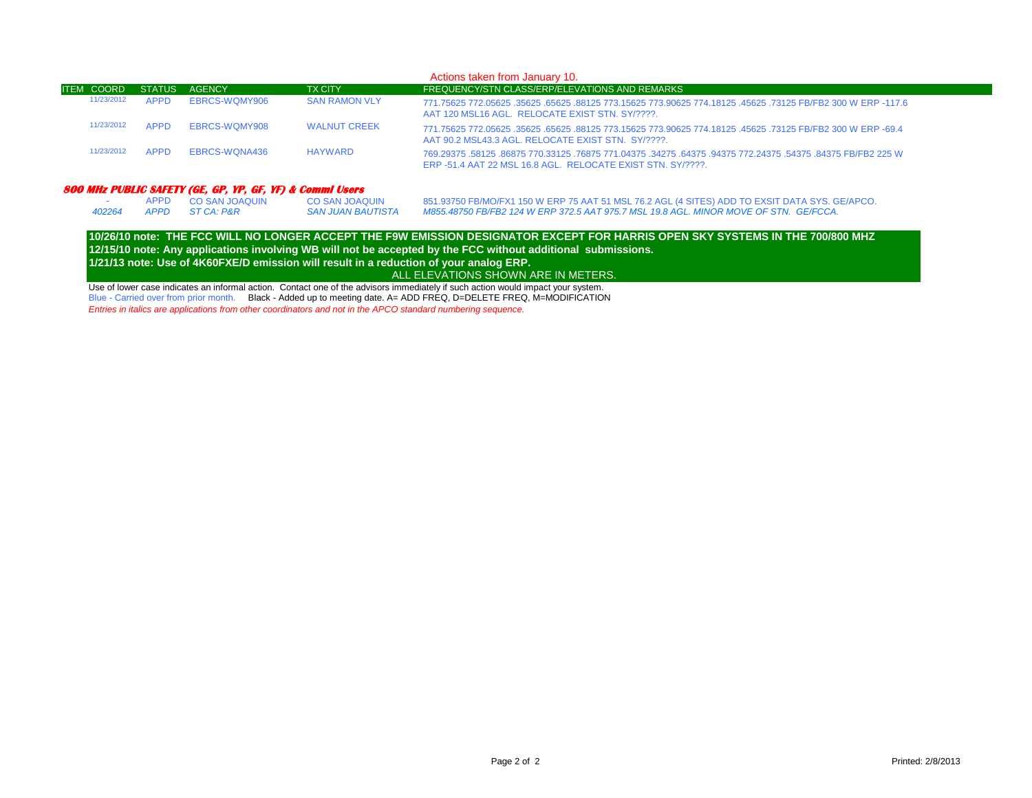Actions taken from January 10.

| ITEM | COORD | STATUS | AGENCY | TX CITY | FREQUENCY/STN CLASS/ERP/ELEVATIONS AND REMARKS |
|---|---|---|---|---|---|
| | 11/23/2012 | APPD | EBRCS-WQMY906 | SAN RAMON VLY | 771.75625 772.05625 .35625 .65625 .88125 773.15625 773.90625 774.18125 .45625 .73125 FB/FB2 300 W ERP -117.6 AAT 120 MSL16 AGL. RELOCATE EXIST STN. SY/????. |
| | 11/23/2012 | APPD | EBRCS-WQMY908 | WALNUT CREEK | 771.75625 772.05625 .35625 .65625 .88125 773.15625 773.90625 774.18125 .45625 .73125 FB/FB2 300 W ERP -69.4 AAT 90.2 MSL43.3 AGL. RELOCATE EXIST STN. SY/????. |
| | 11/23/2012 | APPD | EBRCS-WQNA436 | HAYWARD | 769.29375 .58125 .86875 770.33125 .76875 771.04375 .34275 .64375 .94375 772.24375 .54375 .84375 FB/FB2 225 W ERP -51.4 AAT 22 MSL 16.8 AGL. RELOCATE EXIST STN. SY/????. |

***800 MHz PUBLIC SAFETY (GE, GP, YP, GF, YF) & Comml Users***

| ITEM | COORD | STATUS | AGENCY | TX CITY | FREQUENCY/STN CLASS/ERP/ELEVATIONS AND REMARKS |
|---|---|---|---|---|---|
| | - | APPD | CO SAN JOAQUIN | CO SAN JOAQUIN | 851.93750 FB/MO/FX1 150 W ERP 75 AAT 51 MSL 76.2 AGL (4 SITES) ADD TO EXSIT DATA SYS. GE/APCO. |
| | *402264* | *APPD* | *ST CA: P&R* | *SAN JUAN BAUTISTA* | *M855.48750 FB/FB2 124 W ERP 372.5 AAT 975.7 MSL 19.8 AGL. MINOR MOVE OF STN. GE/FCCA.* |

**10/26/10 note: THE FCC WILL NO LONGER ACCEPT THE F9W EMISSION DESIGNATOR EXCEPT FOR HARRIS OPEN SKY SYSTEMS IN THE 700/800 MHZ**
**12/15/10 note: Any applications involving WB will not be accepted by the FCC without additional submissions.**
**1/21/13 note: Use of 4K60FXE/D emission will result in a reduction of your analog ERP.**

ALL ELEVATIONS SHOWN ARE IN METERS.

Use of lower case indicates an informal action. Contact one of the advisors immediately if such action would impact your system.

Blue - Carried over from prior month. Black - Added up to meeting date. A= ADD FREQ, D=DELETE FREQ, M=MODIFICATION

*Entries in italics are applications from other coordinators and not in the APCO standard numbering sequence.*

Printed: 2/8/2013